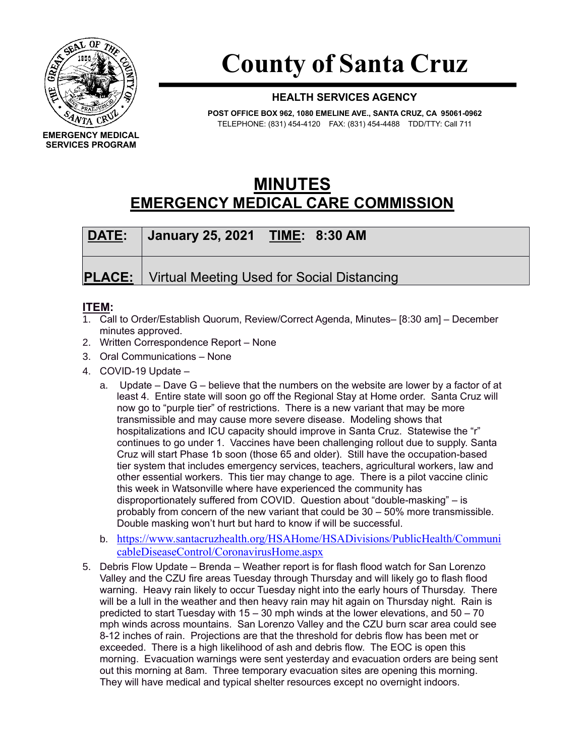EMERGENCY MEDICAL SERVICES PROGRAM

# County of Santa Cruz

**HEALTH SERVICES AGENCY**

**POST OFFICE BOX 962, 1080 EMELINE AVE., SANTA CRUZ, CA 95061-0962**
TELEPHONE: (831) 454-4120 FAX: (831) 454-4488 TDD/TTY: Call 711

# MINUTES
## EMERGENCY MEDICAL CARE COMMISSION

| **DATE:** | **January 25, 2021 TIME: 8:30 AM** |
|---|---|
| **PLACE:** | Virtual Meeting Used for Social Distancing |

**ITEM:**

1. Call to Order/Establish Quorum, Review/Correct Agenda, Minutes– [8:30 am] – December minutes approved.
2. Written Correspondence Report – None
3. Oral Communications – None
4. COVID-19 Update –
   a. Update – Dave G – believe that the numbers on the website are lower by a factor of at least 4. Entire state will soon go off the Regional Stay at Home order. Santa Cruz will now go to "purple tier" of restrictions. There is a new variant that may be more transmissible and may cause more severe disease. Modeling shows that hospitalizations and ICU capacity should improve in Santa Cruz. Statewise the "r" continues to go under 1. Vaccines have been challenging rollout due to supply. Santa Cruz will start Phase 1b soon (those 65 and older). Still have the occupation-based tier system that includes emergency services, teachers, agricultural workers, law and other essential workers. This tier may change to age. There is a pilot vaccine clinic this week in Watsonville where have experienced the community has disproportionately suffered from COVID. Question about "double-masking" – is probably from concern of the new variant that could be 30 – 50% more transmissible. Double masking won't hurt but hard to know if will be successful.
   b. https://www.santacruzhealth.org/HSAHome/HSADivisions/PublicHealth/CommunicableDiseaseControl/CoronavirusHome.aspx
5. Debris Flow Update – Brenda – Weather report is for flash flood watch for San Lorenzo Valley and the CZU fire areas Tuesday through Thursday and will likely go to flash flood warning. Heavy rain likely to occur Tuesday night into the early hours of Thursday. There will be a lull in the weather and then heavy rain may hit again on Thursday night. Rain is predicted to start Tuesday with 15 – 30 mph winds at the lower elevations, and 50 – 70 mph winds across mountains. San Lorenzo Valley and the CZU burn scar area could see 8-12 inches of rain. Projections are that the threshold for debris flow has been met or exceeded. There is a high likelihood of ash and debris flow. The EOC is open this morning. Evacuation warnings were sent yesterday and evacuation orders are being sent out this morning at 8am. Three temporary evacuation sites are opening this morning. They will have medical and typical shelter resources except no overnight indoors.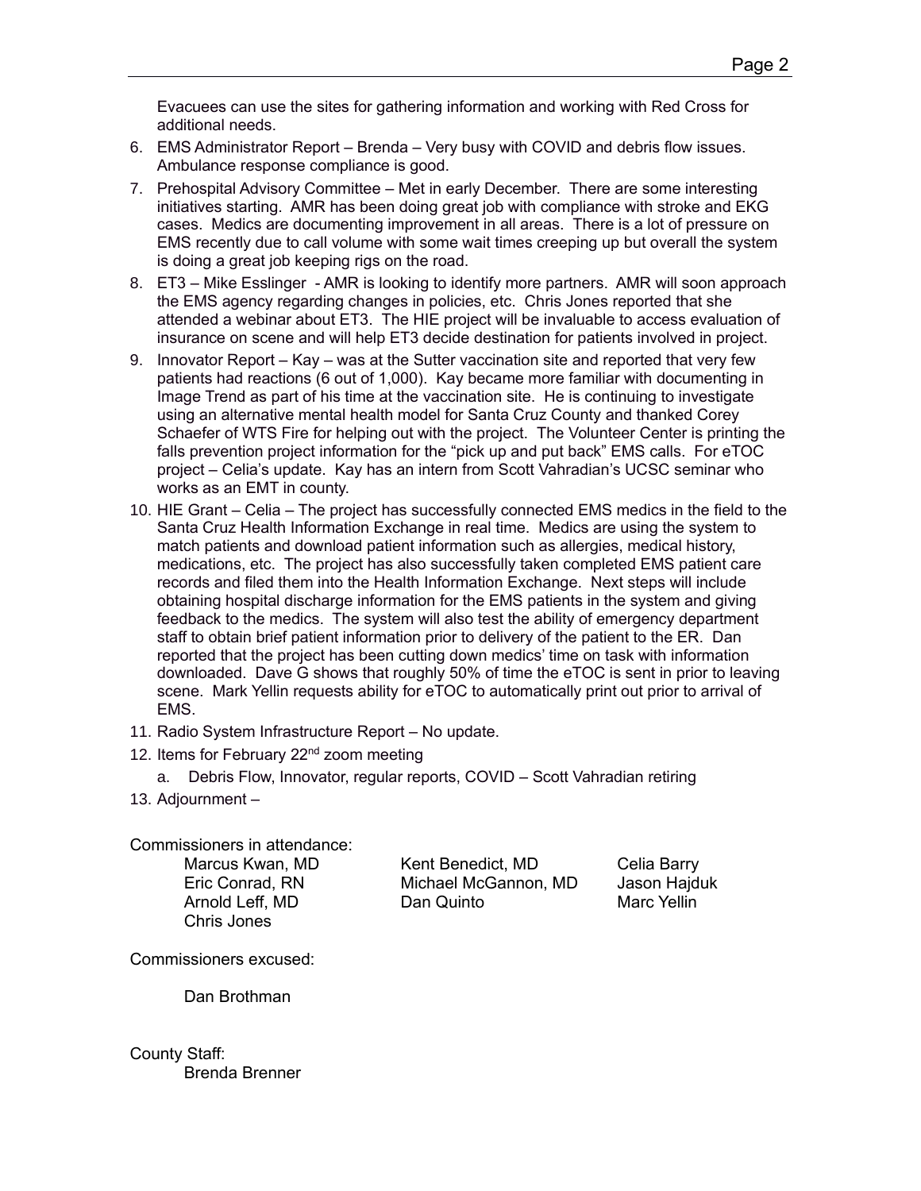Evacuees can use the sites for gathering information and working with Red Cross for additional needs.

6. EMS Administrator Report – Brenda – Very busy with COVID and debris flow issues. Ambulance response compliance is good.
7. Prehospital Advisory Committee – Met in early December. There are some interesting initiatives starting. AMR has been doing great job with compliance with stroke and EKG cases. Medics are documenting improvement in all areas. There is a lot of pressure on EMS recently due to call volume with some wait times creeping up but overall the system is doing a great job keeping rigs on the road.
8. ET3 – Mike Esslinger - AMR is looking to identify more partners. AMR will soon approach the EMS agency regarding changes in policies, etc. Chris Jones reported that she attended a webinar about ET3. The HIE project will be invaluable to access evaluation of insurance on scene and will help ET3 decide destination for patients involved in project.
9. Innovator Report – Kay – was at the Sutter vaccination site and reported that very few patients had reactions (6 out of 1,000). Kay became more familiar with documenting in Image Trend as part of his time at the vaccination site. He is continuing to investigate using an alternative mental health model for Santa Cruz County and thanked Corey Schaefer of WTS Fire for helping out with the project. The Volunteer Center is printing the falls prevention project information for the "pick up and put back" EMS calls. For eTOC project – Celia's update. Kay has an intern from Scott Vahradian's UCSC seminar who works as an EMT in county.
10. HIE Grant – Celia – The project has successfully connected EMS medics in the field to the Santa Cruz Health Information Exchange in real time. Medics are using the system to match patients and download patient information such as allergies, medical history, medications, etc. The project has also successfully taken completed EMS patient care records and filed them into the Health Information Exchange. Next steps will include obtaining hospital discharge information for the EMS patients in the system and giving feedback to the medics. The system will also test the ability of emergency department staff to obtain brief patient information prior to delivery of the patient to the ER. Dan reported that the project has been cutting down medics' time on task with information downloaded. Dave G shows that roughly 50% of time the eTOC is sent in prior to leaving scene. Mark Yellin requests ability for eTOC to automatically print out prior to arrival of EMS.
11. Radio System Infrastructure Report – No update.
12. Items for February 22nd zoom meeting
    a. Debris Flow, Innovator, regular reports, COVID – Scott Vahradian retiring
13. Adjournment –

Commissioners in attendance:

Marcus Kwan, MD
Eric Conrad, RN
Arnold Leff, MD
Chris Jones
Kent Benedict, MD
Michael McGannon, MD
Dan Quinto
Celia Barry
Jason Hajduk
Marc Yellin

Commissioners excused:

Dan Brothman

County Staff:

Brenda Brenner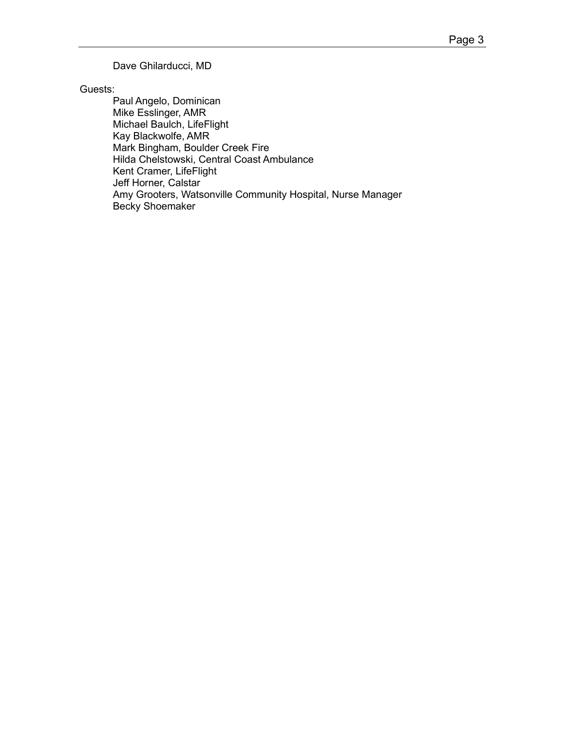Dave Ghilarducci, MD

Guests:

Paul Angelo, Dominican
Mike Esslinger, AMR
Michael Baulch, LifeFlight
Kay Blackwolfe, AMR
Mark Bingham, Boulder Creek Fire
Hilda Chelstowski, Central Coast Ambulance
Kent Cramer, LifeFlight
Jeff Horner, Calstar
Amy Grooters, Watsonville Community Hospital, Nurse Manager
Becky Shoemaker